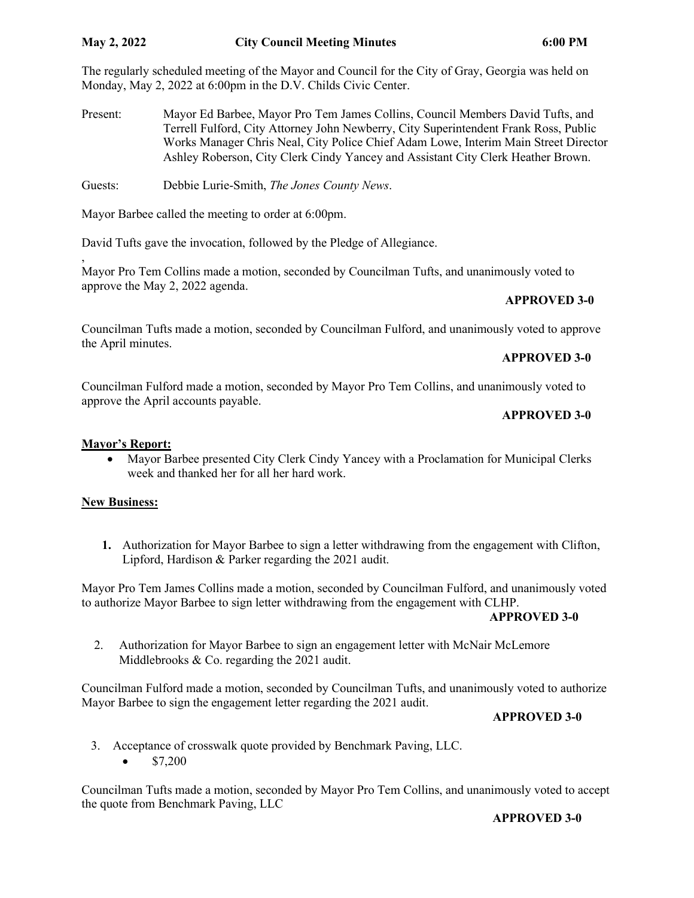**May 2, 2022 City Council Meeting Minutes 6:00 PM**

The regularly scheduled meeting of the Mayor and Council for the City of Gray, Georgia was held on Monday, May 2, 2022 at 6:00pm in the D.V. Childs Civic Center.

Present: Mayor Ed Barbee, Mayor Pro Tem James Collins, Council Members David Tufts, and Terrell Fulford, City Attorney John Newberry, City Superintendent Frank Ross, Public Works Manager Chris Neal, City Police Chief Adam Lowe, Interim Main Street Director Ashley Roberson, City Clerk Cindy Yancey and Assistant City Clerk Heather Brown.

Guests: Debbie Lurie-Smith, *The Jones County News*.

Mayor Barbee called the meeting to order at 6:00pm.

David Tufts gave the invocation, followed by the Pledge of Allegiance.

,
Mayor Pro Tem Collins made a motion, seconded by Councilman Tufts, and unanimously voted to approve the May 2, 2022 agenda.

**APPROVED 3-0**

Councilman Tufts made a motion, seconded by Councilman Fulford, and unanimously voted to approve the April minutes.

**APPROVED 3-0**

Councilman Fulford made a motion, seconded by Mayor Pro Tem Collins, and unanimously voted to approve the April accounts payable.

**APPROVED 3-0**

**Mayor's Report:**

- Mayor Barbee presented City Clerk Cindy Yancey with a Proclamation for Municipal Clerks week and thanked her for all her hard work.

**New Business:**

1. Authorization for Mayor Barbee to sign a letter withdrawing from the engagement with Clifton, Lipford, Hardison & Parker regarding the 2021 audit.

Mayor Pro Tem James Collins made a motion, seconded by Councilman Fulford, and unanimously voted to authorize Mayor Barbee to sign letter withdrawing from the engagement with CLHP.

**APPROVED 3-0**

2. Authorization for Mayor Barbee to sign an engagement letter with McNair McLemore Middlebrooks & Co. regarding the 2021 audit.

Councilman Fulford made a motion, seconded by Councilman Tufts, and unanimously voted to authorize Mayor Barbee to sign the engagement letter regarding the 2021 audit.

**APPROVED 3-0**

3. Acceptance of crosswalk quote provided by Benchmark Paving, LLC.
   - $7,200

Councilman Tufts made a motion, seconded by Mayor Pro Tem Collins, and unanimously voted to accept the quote from Benchmark Paving, LLC

**APPROVED 3-0**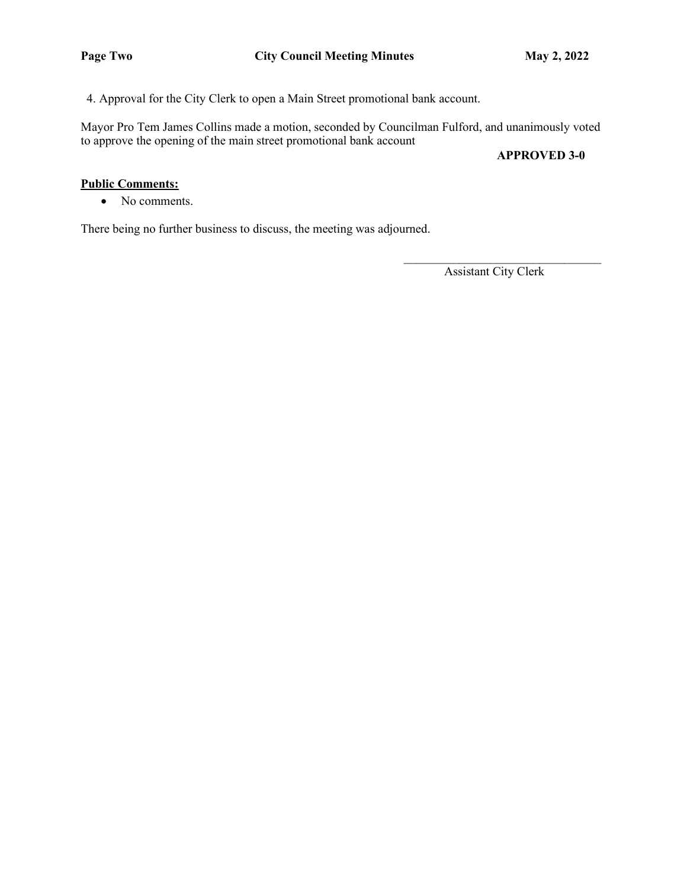4. Approval for the City Clerk to open a Main Street promotional bank account.

Mayor Pro Tem James Collins made a motion, seconded by Councilman Fulford, and unanimously voted to approve the opening of the main street promotional bank account

**APPROVED 3-0**

**Public Comments:**

- No comments.

There being no further business to discuss, the meeting was adjourned.

\_\_\_\_\_\_\_\_\_\_\_\_\_\_\_\_\_\_\_\_\_\_\_\_\_\_\_\_\_\_\_\_\_\_

Assistant City Clerk